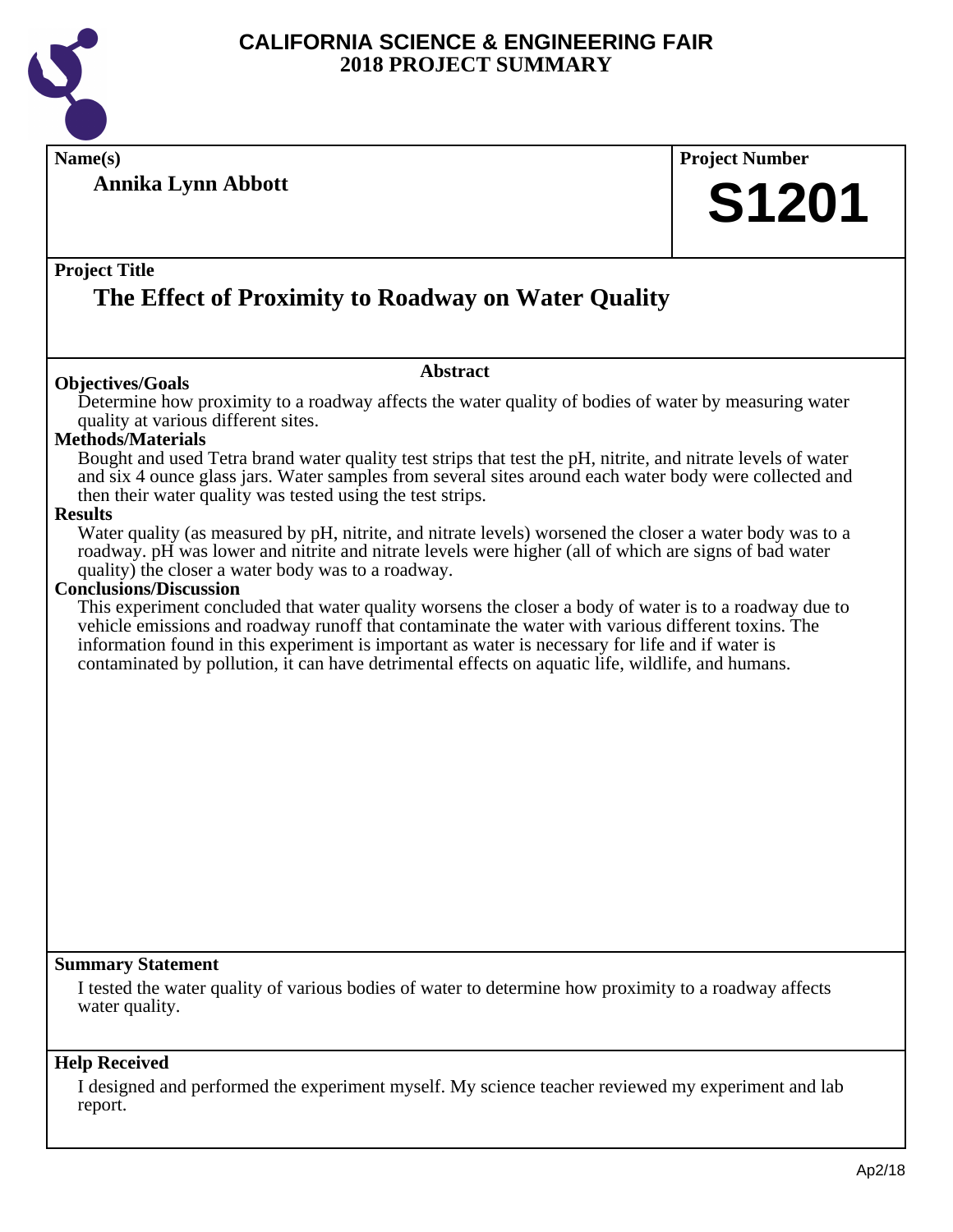# CALIFORNIA SCIENCE & ENGINEERING FAIR
## 2018 PROJECT SUMMARY

**Name(s)**

**Annika Lynn Abbott**

**Project Number**

**S1201**

**Project Title**

## The Effect of Proximity to Roadway on Water Quality

### Abstract

**Objectives/Goals**

Determine how proximity to a roadway affects the water quality of bodies of water by measuring water quality at various different sites.

**Methods/Materials**

Bought and used Tetra brand water quality test strips that test the pH, nitrite, and nitrate levels of water and six 4 ounce glass jars. Water samples from several sites around each water body were collected and then their water quality was tested using the test strips.

**Results**

Water quality (as measured by pH, nitrite, and nitrate levels) worsened the closer a water body was to a roadway. pH was lower and nitrite and nitrate levels were higher (all of which are signs of bad water quality) the closer a water body was to a roadway.

**Conclusions/Discussion**

This experiment concluded that water quality worsens the closer a body of water is to a roadway due to vehicle emissions and roadway runoff that contaminate the water with various different toxins. The information found in this experiment is important as water is necessary for life and if water is contaminated by pollution, it can have detrimental effects on aquatic life, wildlife, and humans.

**Summary Statement**

I tested the water quality of various bodies of water to determine how proximity to a roadway affects water quality.

**Help Received**

I designed and performed the experiment myself. My science teacher reviewed my experiment and lab report.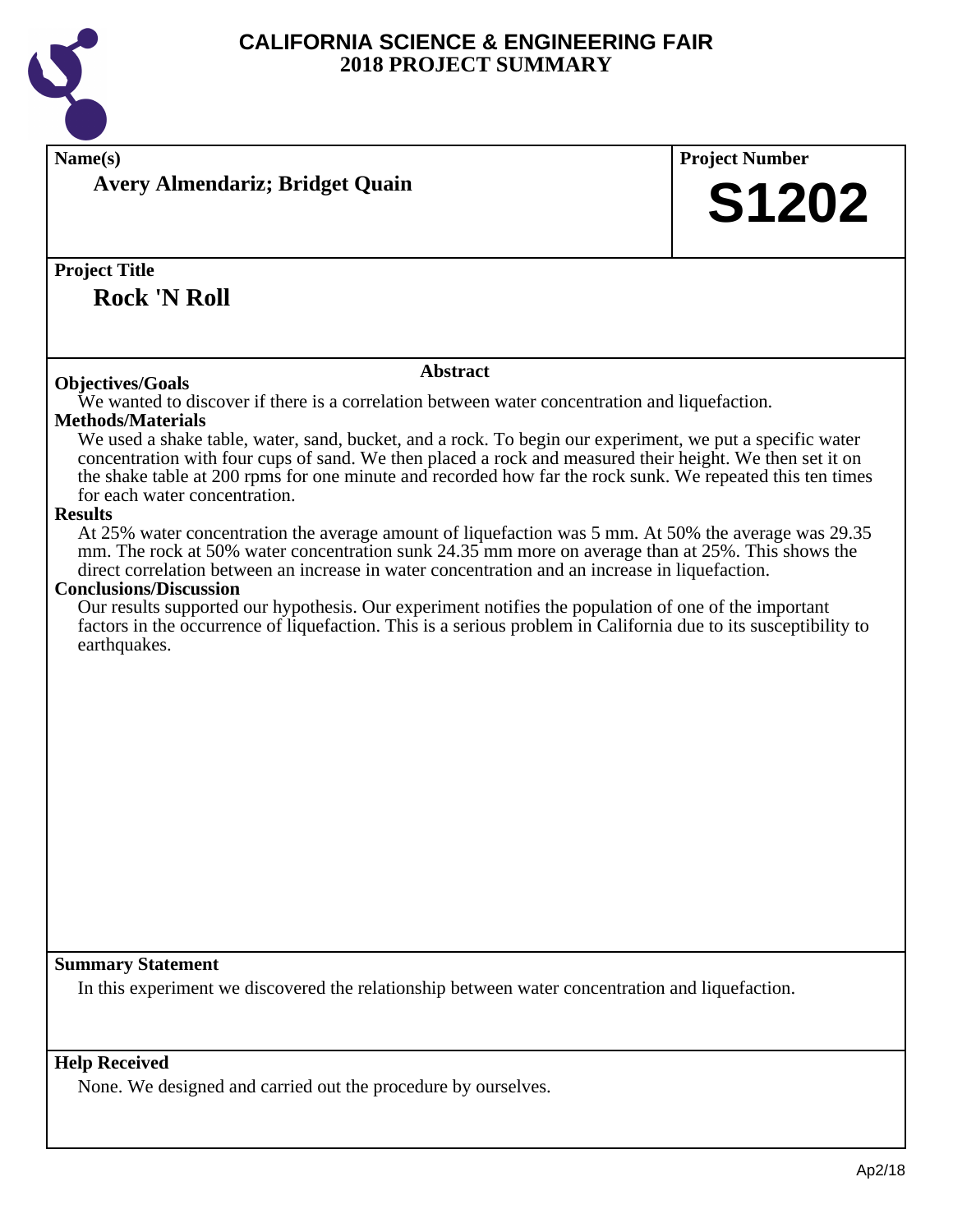# CALIFORNIA SCIENCE & ENGINEERING FAIR
## 2018 PROJECT SUMMARY

**Name(s)**

**Avery Almendariz; Bridget Quain**

**Project Number**

**S1202**

**Project Title**

**Rock 'N Roll**

### Abstract

**Objectives/Goals**

We wanted to discover if there is a correlation between water concentration and liquefaction.

**Methods/Materials**

We used a shake table, water, sand, bucket, and a rock. To begin our experiment, we put a specific water concentration with four cups of sand. We then placed a rock and measured their height. We then set it on the shake table at 200 rpms for one minute and recorded how far the rock sunk. We repeated this ten times for each water concentration.

**Results**

At 25% water concentration the average amount of liquefaction was 5 mm. At 50% the average was 29.35 mm. The rock at 50% water concentration sunk 24.35 mm more on average than at 25%. This shows the direct correlation between an increase in water concentration and an increase in liquefaction.

**Conclusions/Discussion**

Our results supported our hypothesis. Our experiment notifies the population of one of the important factors in the occurrence of liquefaction. This is a serious problem in California due to its susceptibility to earthquakes.

**Summary Statement**

In this experiment we discovered the relationship between water concentration and liquefaction.

**Help Received**

None. We designed and carried out the procedure by ourselves.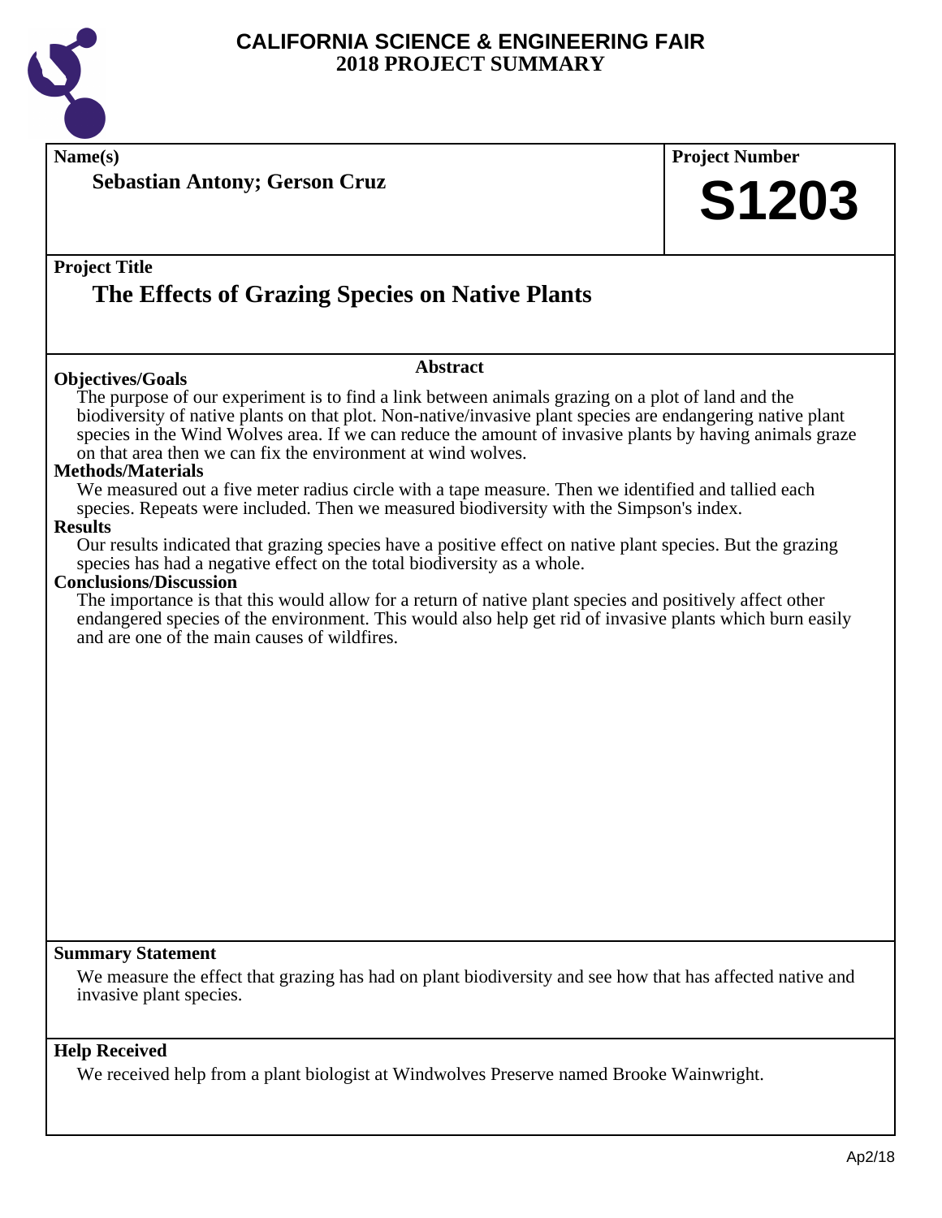# CALIFORNIA SCIENCE & ENGINEERING FAIR
## 2018 PROJECT SUMMARY

**Name(s)**

**Sebastian Antony; Gerson Cruz**

**Project Number**

**S1203**

**Project Title**

## The Effects of Grazing Species on Native Plants

### Abstract

**Objectives/Goals**

The purpose of our experiment is to find a link between animals grazing on a plot of land and the biodiversity of native plants on that plot. Non-native/invasive plant species are endangering native plant species in the Wind Wolves area. If we can reduce the amount of invasive plants by having animals graze on that area then we can fix the environment at wind wolves.

**Methods/Materials**

We measured out a five meter radius circle with a tape measure. Then we identified and tallied each species. Repeats were included. Then we measured biodiversity with the Simpson's index.

**Results**

Our results indicated that grazing species have a positive effect on native plant species. But the grazing species has had a negative effect on the total biodiversity as a whole.

**Conclusions/Discussion**

The importance is that this would allow for a return of native plant species and positively affect other endangered species of the environment. This would also help get rid of invasive plants which burn easily and are one of the main causes of wildfires.

**Summary Statement**

We measure the effect that grazing has had on plant biodiversity and see how that has affected native and invasive plant species.

**Help Received**

We received help from a plant biologist at Windwolves Preserve named Brooke Wainwright.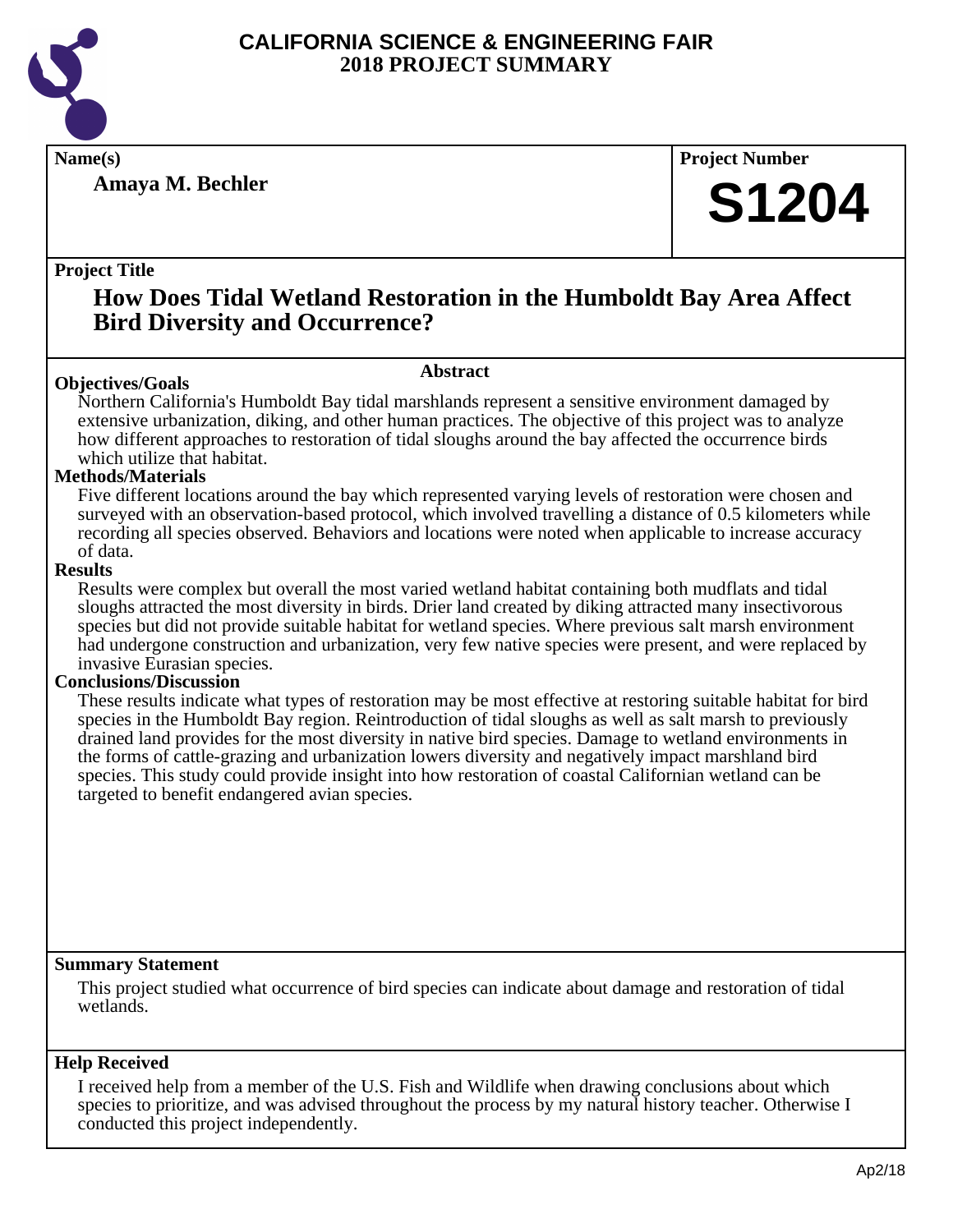# CALIFORNIA SCIENCE & ENGINEERING FAIR
# 2018 PROJECT SUMMARY

**Name(s)**

**Amaya M. Bechler**

**Project Number**

**S1204**

**Project Title**

## How Does Tidal Wetland Restoration in the Humboldt Bay Area Affect Bird Diversity and Occurrence?

### Abstract

**Objectives/Goals**

Northern California's Humboldt Bay tidal marshlands represent a sensitive environment damaged by extensive urbanization, diking, and other human practices. The objective of this project was to analyze how different approaches to restoration of tidal sloughs around the bay affected the occurrence birds which utilize that habitat.

**Methods/Materials**

Five different locations around the bay which represented varying levels of restoration were chosen and surveyed with an observation-based protocol, which involved travelling a distance of 0.5 kilometers while recording all species observed. Behaviors and locations were noted when applicable to increase accuracy of data.

**Results**

Results were complex but overall the most varied wetland habitat containing both mudflats and tidal sloughs attracted the most diversity in birds. Drier land created by diking attracted many insectivorous species but did not provide suitable habitat for wetland species. Where previous salt marsh environment had undergone construction and urbanization, very few native species were present, and were replaced by invasive Eurasian species.

**Conclusions/Discussion**

These results indicate what types of restoration may be most effective at restoring suitable habitat for bird species in the Humboldt Bay region. Reintroduction of tidal sloughs as well as salt marsh to previously drained land provides for the most diversity in native bird species. Damage to wetland environments in the forms of cattle-grazing and urbanization lowers diversity and negatively impact marshland bird species. This study could provide insight into how restoration of coastal Californian wetland can be targeted to benefit endangered avian species.

**Summary Statement**

This project studied what occurrence of bird species can indicate about damage and restoration of tidal wetlands.

**Help Received**

I received help from a member of the U.S. Fish and Wildlife when drawing conclusions about which species to prioritize, and was advised throughout the process by my natural history teacher. Otherwise I conducted this project independently.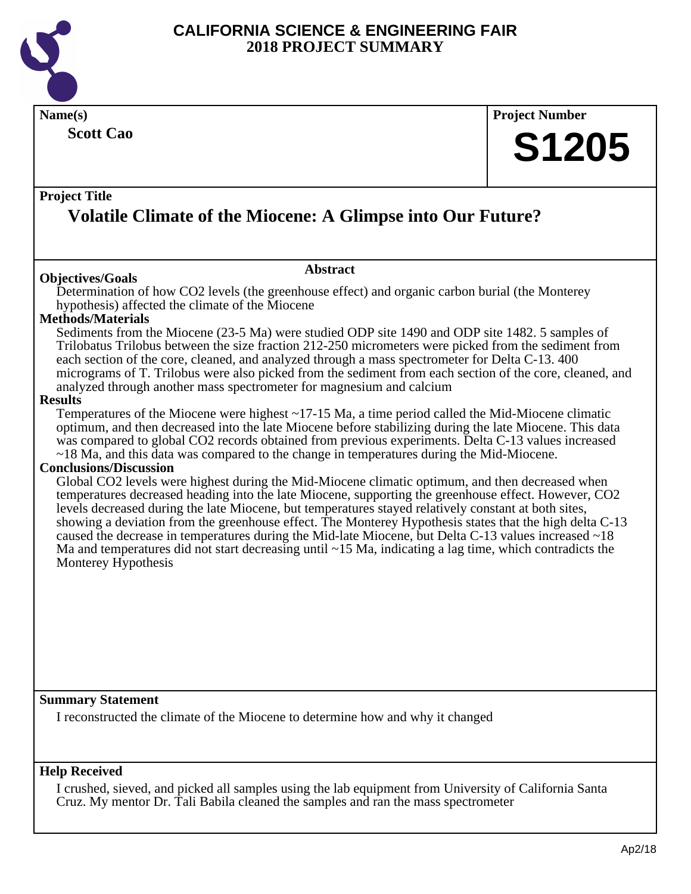# CALIFORNIA SCIENCE & ENGINEERING FAIR
## 2018 PROJECT SUMMARY

**Name(s)**

**Scott Cao**

**Project Number**

**S1205**

**Project Title**

## Volatile Climate of the Miocene: A Glimpse into Our Future?

### Abstract

**Objectives/Goals**

Determination of how $CO_2$ levels (the greenhouse effect) and organic carbon burial (the Monterey hypothesis) affected the climate of the Miocene

**Methods/Materials**

Sediments from the Miocene (23-5 Ma) were studied ODP site 1490 and ODP site 1482. 5 samples of Trilobatus Trilobus between the size fraction 212-250 micrometers were picked from the sediment from each section of the core, cleaned, and analyzed through a mass spectrometer for Delta C-13. 400 micrograms of T. Trilobus were also picked from the sediment from each section of the core, cleaned, and analyzed through another mass spectrometer for magnesium and calcium

**Results**

Temperatures of the Miocene were highest ~17-15 Ma, a time period called the Mid-Miocene climatic optimum, and then decreased into the late Miocene before stabilizing during the late Miocene. This data was compared to global $CO_2$ records obtained from previous experiments. Delta C-13 values increased ~18 Ma, and this data was compared to the change in temperatures during the Mid-Miocene.

**Conclusions/Discussion**

Global $CO_2$ levels were highest during the Mid-Miocene climatic optimum, and then decreased when temperatures decreased heading into the late Miocene, supporting the greenhouse effect. However, $CO_2$ levels decreased during the late Miocene, but temperatures stayed relatively constant at both sites, showing a deviation from the greenhouse effect. The Monterey Hypothesis states that the high delta C-13 caused the decrease in temperatures during the Mid-late Miocene, but Delta C-13 values increased ~18 Ma and temperatures did not start decreasing until ~15 Ma, indicating a lag time, which contradicts the Monterey Hypothesis

**Summary Statement**

I reconstructed the climate of the Miocene to determine how and why it changed

**Help Received**

I crushed, sieved, and picked all samples using the lab equipment from University of California Santa Cruz. My mentor Dr. Tali Babila cleaned the samples and ran the mass spectrometer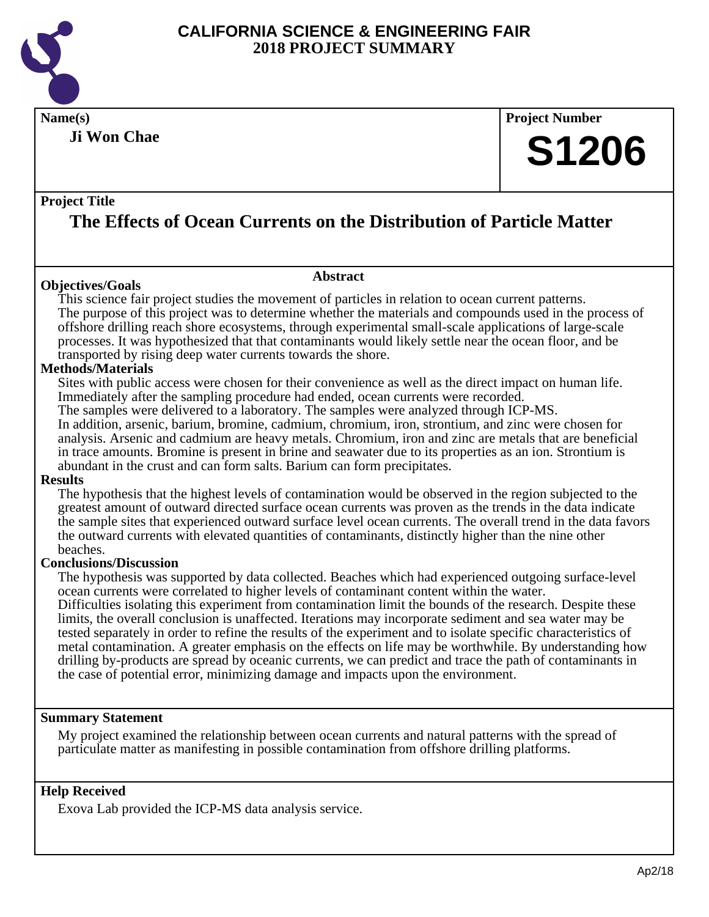# CALIFORNIA SCIENCE & ENGINEERING FAIR
## 2018 PROJECT SUMMARY

**Name(s)**

**Ji Won Chae**

**Project Number**

**S1206**

**Project Title**

## The Effects of Ocean Currents on the Distribution of Particle Matter

### Abstract

**Objectives/Goals**

This science fair project studies the movement of particles in relation to ocean current patterns.
The purpose of this project was to determine whether the materials and compounds used in the process of offshore drilling reach shore ecosystems, through experimental small-scale applications of large-scale processes. It was hypothesized that that contaminants would likely settle near the ocean floor, and be transported by rising deep water currents towards the shore.

**Methods/Materials**

Sites with public access were chosen for their convenience as well as the direct impact on human life.
Immediately after the sampling procedure had ended, ocean currents were recorded.
The samples were delivered to a laboratory. The samples were analyzed through ICP-MS.
In addition, arsenic, barium, bromine, cadmium, chromium, iron, strontium, and zinc were chosen for analysis. Arsenic and cadmium are heavy metals. Chromium, iron and zinc are metals that are beneficial in trace amounts. Bromine is present in brine and seawater due to its properties as an ion. Strontium is abundant in the crust and can form salts. Barium can form precipitates.

**Results**

The hypothesis that the highest levels of contamination would be observed in the region subjected to the greatest amount of outward directed surface ocean currents was proven as the trends in the data indicate the sample sites that experienced outward surface level ocean currents. The overall trend in the data favors the outward currents with elevated quantities of contaminants, distinctly higher than the nine other beaches.

**Conclusions/Discussion**

The hypothesis was supported by data collected. Beaches which had experienced outgoing surface-level ocean currents were correlated to higher levels of contaminant content within the water.
Difficulties isolating this experiment from contamination limit the bounds of the research. Despite these limits, the overall conclusion is unaffected. Iterations may incorporate sediment and sea water may be tested separately in order to refine the results of the experiment and to isolate specific characteristics of metal contamination. A greater emphasis on the effects on life may be worthwhile. By understanding how drilling by-products are spread by oceanic currents, we can predict and trace the path of contaminants in the case of potential error, minimizing damage and impacts upon the environment.

**Summary Statement**

My project examined the relationship between ocean currents and natural patterns with the spread of particulate matter as manifesting in possible contamination from offshore drilling platforms.

**Help Received**

Exova Lab provided the ICP-MS data analysis service.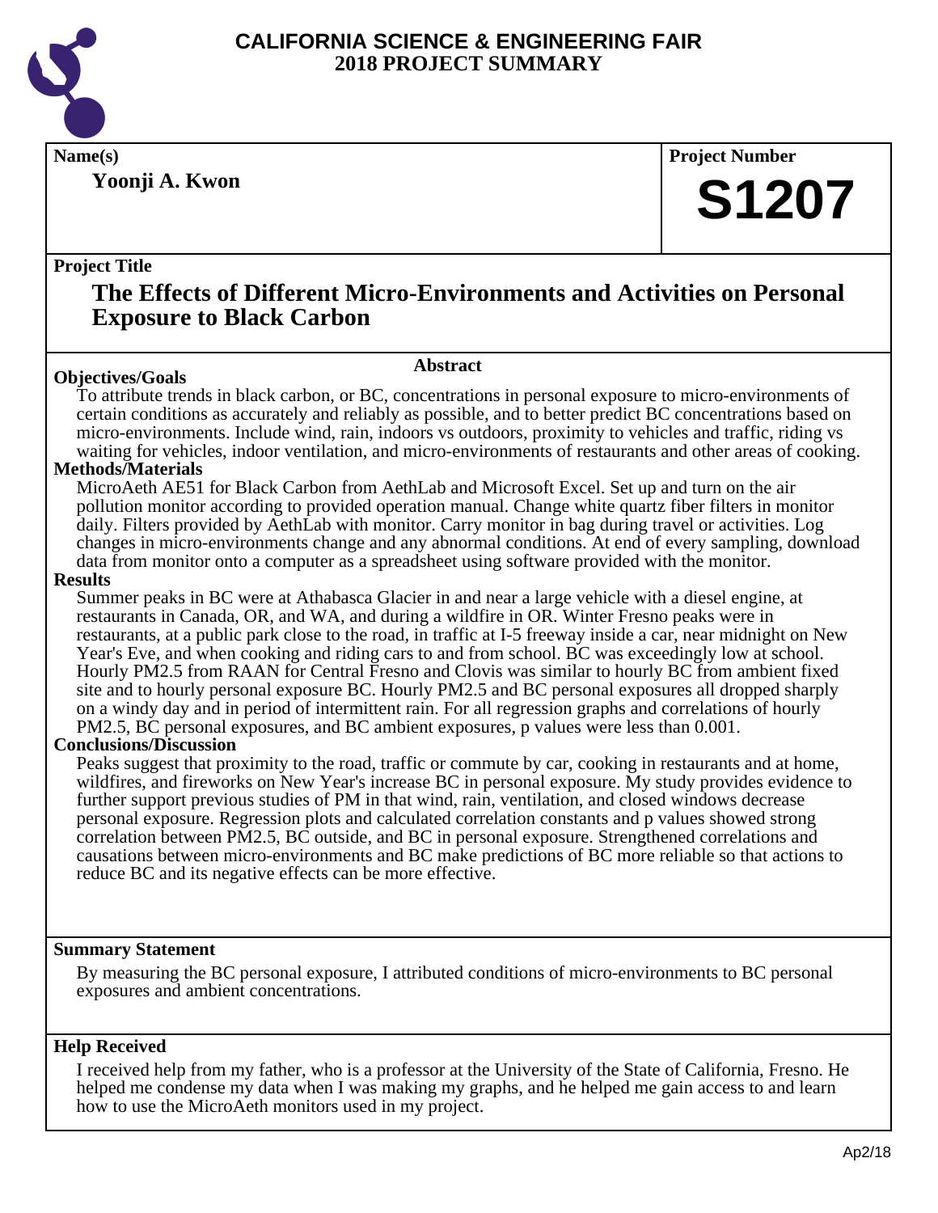# CALIFORNIA SCIENCE & ENGINEERING FAIR
# 2018 PROJECT SUMMARY

**Name(s)**

**Yoonji A. Kwon**

**Project Number**

**S1207**

**Project Title**

## The Effects of Different Micro-Environments and Activities on Personal Exposure to Black Carbon

**Abstract**

**Objectives/Goals**

To attribute trends in black carbon, or BC, concentrations in personal exposure to micro-environments of certain conditions as accurately and reliably as possible, and to better predict BC concentrations based on micro-environments. Include wind, rain, indoors vs outdoors, proximity to vehicles and traffic, riding vs waiting for vehicles, indoor ventilation, and micro-environments of restaurants and other areas of cooking.

**Methods/Materials**

MicroAeth AE51 for Black Carbon from AethLab and Microsoft Excel. Set up and turn on the air pollution monitor according to provided operation manual. Change white quartz fiber filters in monitor daily. Filters provided by AethLab with monitor. Carry monitor in bag during travel or activities. Log changes in micro-environments change and any abnormal conditions. At end of every sampling, download data from monitor onto a computer as a spreadsheet using software provided with the monitor.

**Results**

Summer peaks in BC were at Athabasca Glacier in and near a large vehicle with a diesel engine, at restaurants in Canada, OR, and WA, and during a wildfire in OR. Winter Fresno peaks were in restaurants, at a public park close to the road, in traffic at I-5 freeway inside a car, near midnight on New Year's Eve, and when cooking and riding cars to and from school. BC was exceedingly low at school. Hourly PM2.5 from RAAN for Central Fresno and Clovis was similar to hourly BC from ambient fixed site and to hourly personal exposure BC. Hourly PM2.5 and BC personal exposures all dropped sharply on a windy day and in period of intermittent rain. For all regression graphs and correlations of hourly PM2.5, BC personal exposures, and BC ambient exposures, p values were less than 0.001.

**Conclusions/Discussion**

Peaks suggest that proximity to the road, traffic or commute by car, cooking in restaurants and at home, wildfires, and fireworks on New Year's increase BC in personal exposure. My study provides evidence to further support previous studies of PM in that wind, rain, ventilation, and closed windows decrease personal exposure. Regression plots and calculated correlation constants and p values showed strong correlation between PM2.5, BC outside, and BC in personal exposure. Strengthened correlations and causations between micro-environments and BC make predictions of BC more reliable so that actions to reduce BC and its negative effects can be more effective.

**Summary Statement**

By measuring the BC personal exposure, I attributed conditions of micro-environments to BC personal exposures and ambient concentrations.

**Help Received**

I received help from my father, who is a professor at the University of the State of California, Fresno. He helped me condense my data when I was making my graphs, and he helped me gain access to and learn how to use the MicroAeth monitors used in my project.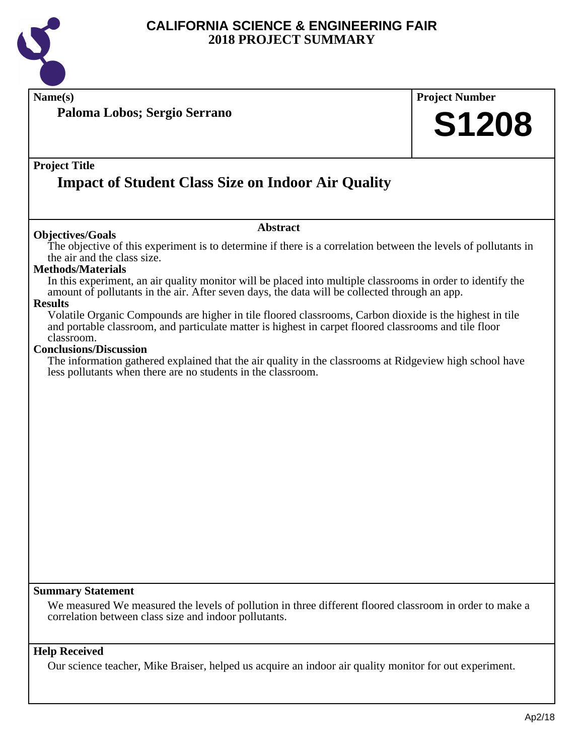# CALIFORNIA SCIENCE & ENGINEERING FAIR
## 2018 PROJECT SUMMARY

**Name(s)**

**Paloma Lobos; Sergio Serrano**

**Project Number**

**S1208**

**Project Title**

## Impact of Student Class Size on Indoor Air Quality

### Abstract

**Objectives/Goals**

The objective of this experiment is to determine if there is a correlation between the levels of pollutants in the air and the class size.

**Methods/Materials**

In this experiment, an air quality monitor will be placed into multiple classrooms in order to identify the amount of pollutants in the air. After seven days, the data will be collected through an app.

**Results**

Volatile Organic Compounds are higher in tile floored classrooms, Carbon dioxide is the highest in tile and portable classroom, and particulate matter is highest in carpet floored classrooms and tile floor classroom.

**Conclusions/Discussion**

The information gathered explained that the air quality in the classrooms at Ridgeview high school have less pollutants when there are no students in the classroom.

**Summary Statement**

We measured We measured the levels of pollution in three different floored classroom in order to make a correlation between class size and indoor pollutants.

**Help Received**

Our science teacher, Mike Braiser, helped us acquire an indoor air quality monitor for out experiment.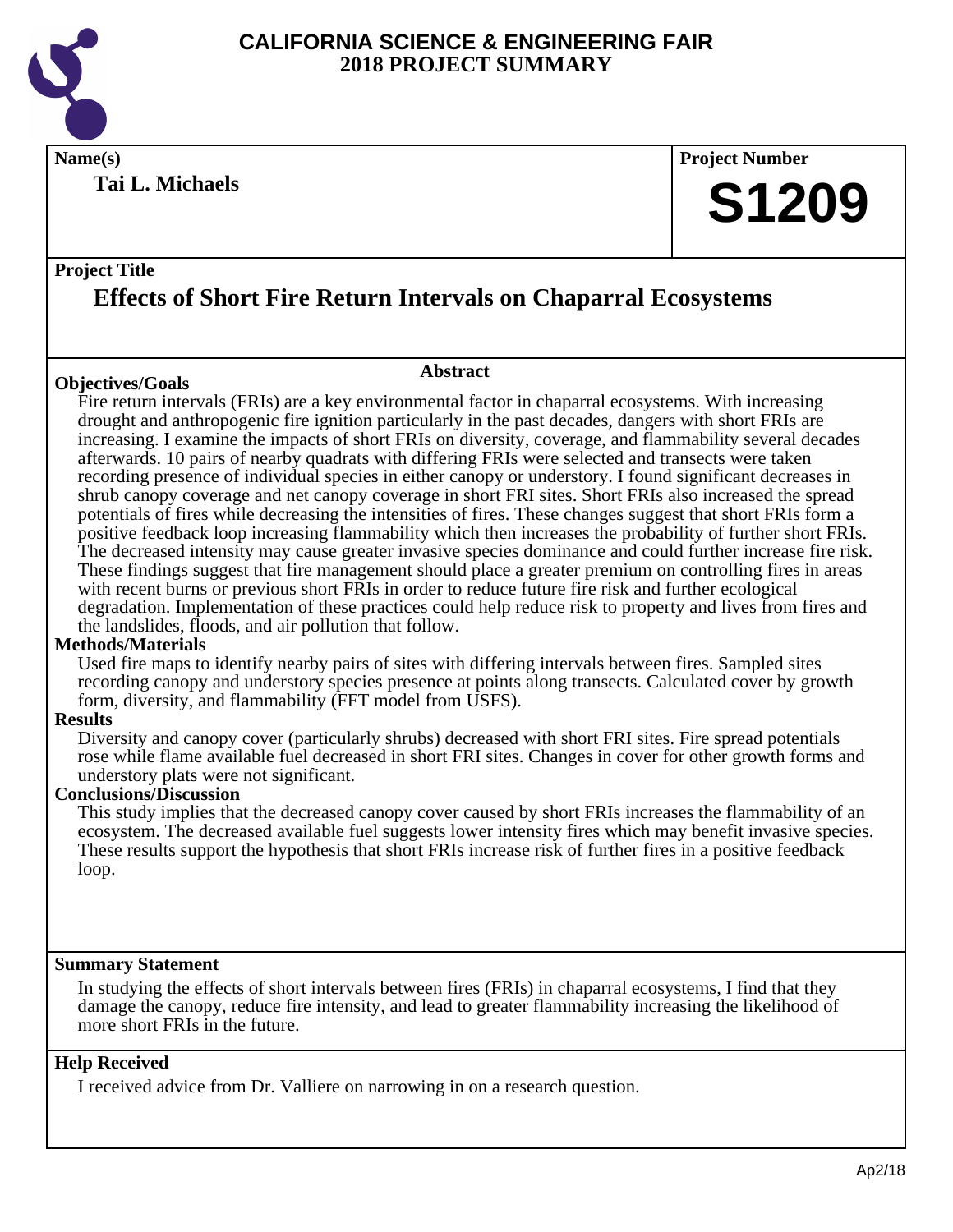# CALIFORNIA SCIENCE & ENGINEERING FAIR
## 2018 PROJECT SUMMARY

**Name(s)**

**Tai L. Michaels**

**Project Number**

# S1209

**Project Title**

## Effects of Short Fire Return Intervals on Chaparral Ecosystems

**Abstract**

**Objectives/Goals**

Fire return intervals (FRIs) are a key environmental factor in chaparral ecosystems. With increasing drought and anthropogenic fire ignition particularly in the past decades, dangers with short FRIs are increasing. I examine the impacts of short FRIs on diversity, coverage, and flammability several decades afterwards. 10 pairs of nearby quadrats with differing FRIs were selected and transects were taken recording presence of individual species in either canopy or understory. I found significant decreases in shrub canopy coverage and net canopy coverage in short FRI sites. Short FRIs also increased the spread potentials of fires while decreasing the intensities of fires. These changes suggest that short FRIs form a positive feedback loop increasing flammability which then increases the probability of further short FRIs. The decreased intensity may cause greater invasive species dominance and could further increase fire risk. These findings suggest that fire management should place a greater premium on controlling fires in areas with recent burns or previous short FRIs in order to reduce future fire risk and further ecological degradation. Implementation of these practices could help reduce risk to property and lives from fires and the landslides, floods, and air pollution that follow.

**Methods/Materials**

Used fire maps to identify nearby pairs of sites with differing intervals between fires. Sampled sites recording canopy and understory species presence at points along transects. Calculated cover by growth form, diversity, and flammability (FFT model from USFS).

**Results**

Diversity and canopy cover (particularly shrubs) decreased with short FRI sites. Fire spread potentials rose while flame available fuel decreased in short FRI sites. Changes in cover for other growth forms and understory plats were not significant.

**Conclusions/Discussion**

This study implies that the decreased canopy cover caused by short FRIs increases the flammability of an ecosystem. The decreased available fuel suggests lower intensity fires which may benefit invasive species. These results support the hypothesis that short FRIs increase risk of further fires in a positive feedback loop.

**Summary Statement**

In studying the effects of short intervals between fires (FRIs) in chaparral ecosystems, I find that they damage the canopy, reduce fire intensity, and lead to greater flammability increasing the likelihood of more short FRIs in the future.

**Help Received**

I received advice from Dr. Valliere on narrowing in on a research question.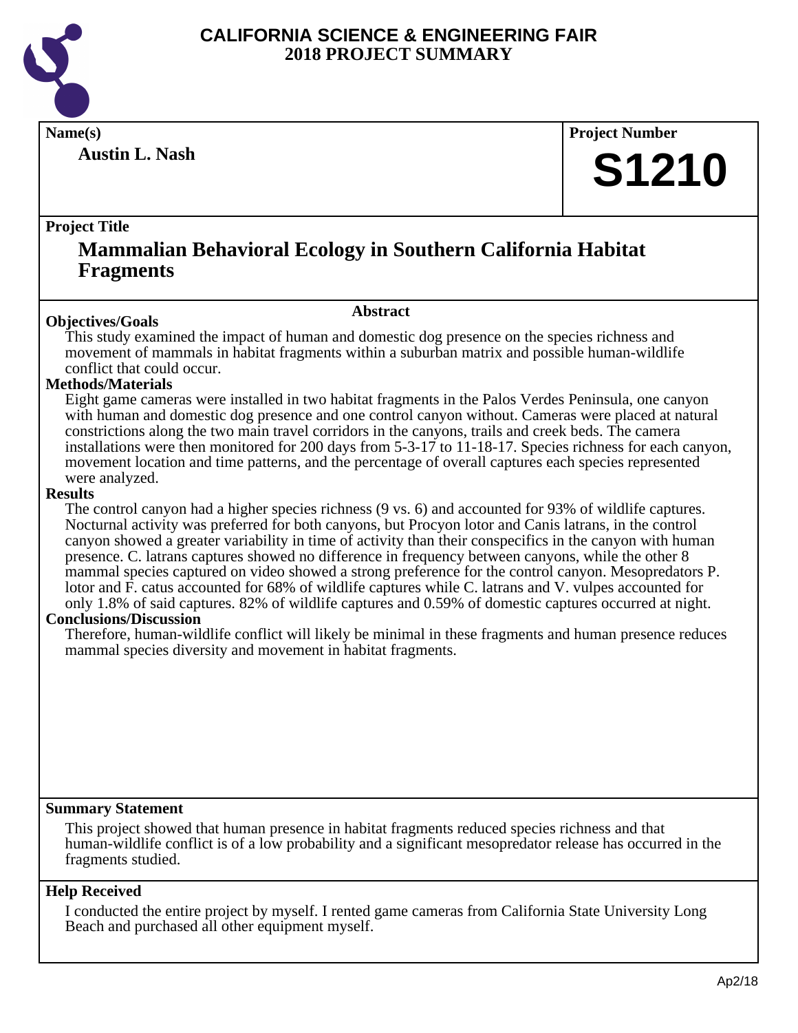# CALIFORNIA SCIENCE & ENGINEERING FAIR
## 2018 PROJECT SUMMARY

**Name(s)**

**Austin L. Nash**

**Project Number**

**S1210**

**Project Title**

## Mammalian Behavioral Ecology in Southern California Habitat Fragments

### Abstract

**Objectives/Goals**

This study examined the impact of human and domestic dog presence on the species richness and movement of mammals in habitat fragments within a suburban matrix and possible human-wildlife conflict that could occur.

**Methods/Materials**

Eight game cameras were installed in two habitat fragments in the Palos Verdes Peninsula, one canyon with human and domestic dog presence and one control canyon without. Cameras were placed at natural constrictions along the two main travel corridors in the canyons, trails and creek beds. The camera installations were then monitored for 200 days from 5-3-17 to 11-18-17. Species richness for each canyon, movement location and time patterns, and the percentage of overall captures each species represented were analyzed.

**Results**

The control canyon had a higher species richness (9 vs. 6) and accounted for 93% of wildlife captures. Nocturnal activity was preferred for both canyons, but Procyon lotor and Canis latrans, in the control canyon showed a greater variability in time of activity than their conspecifics in the canyon with human presence. C. latrans captures showed no difference in frequency between canyons, while the other 8 mammal species captured on video showed a strong preference for the control canyon. Mesopredators P. lotor and F. catus accounted for 68% of wildlife captures while C. latrans and V. vulpes accounted for only 1.8% of said captures. 82% of wildlife captures and 0.59% of domestic captures occurred at night.

**Conclusions/Discussion**

Therefore, human-wildlife conflict will likely be minimal in these fragments and human presence reduces mammal species diversity and movement in habitat fragments.

**Summary Statement**

This project showed that human presence in habitat fragments reduced species richness and that human-wildlife conflict is of a low probability and a significant mesopredator release has occurred in the fragments studied.

**Help Received**

I conducted the entire project by myself. I rented game cameras from California State University Long Beach and purchased all other equipment myself.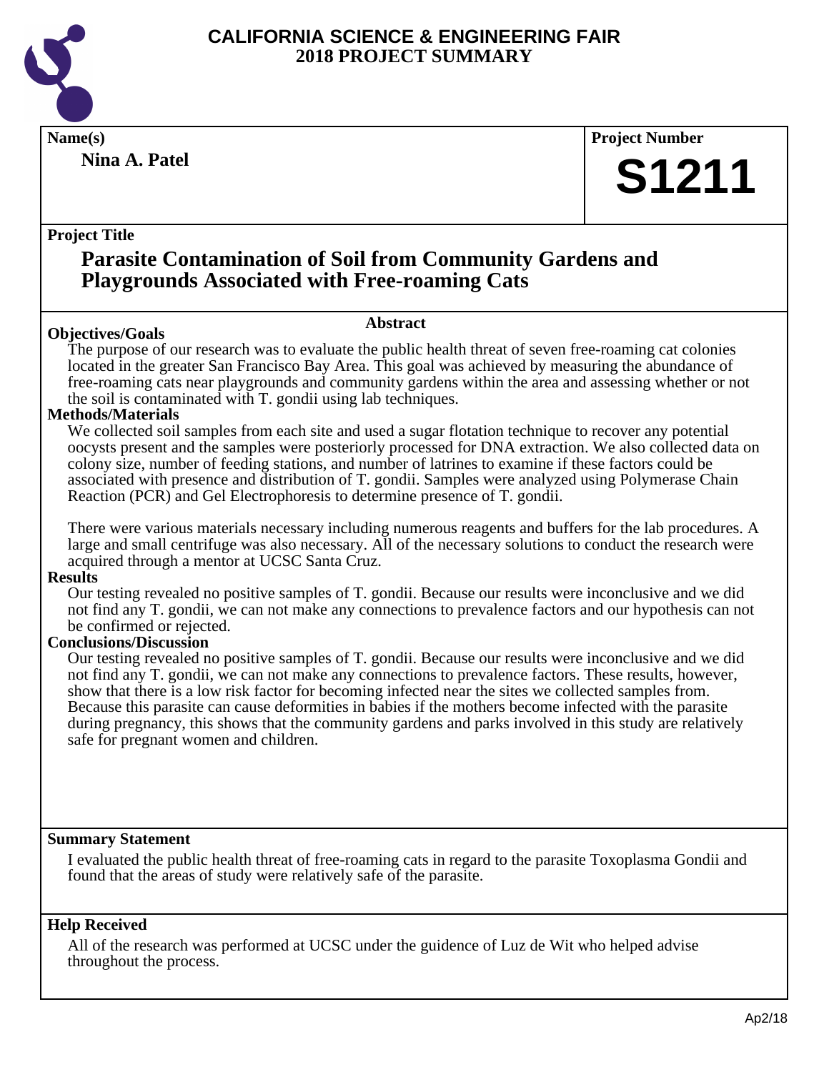# CALIFORNIA SCIENCE & ENGINEERING FAIR
# 2018 PROJECT SUMMARY

**Name(s)**

**Nina A. Patel**

**Project Number**

**S1211**

**Project Title**

## Parasite Contamination of Soil from Community Gardens and Playgrounds Associated with Free-roaming Cats

**Abstract**

**Objectives/Goals**

The purpose of our research was to evaluate the public health threat of seven free-roaming cat colonies located in the greater San Francisco Bay Area. This goal was achieved by measuring the abundance of free-roaming cats near playgrounds and community gardens within the area and assessing whether or not the soil is contaminated with T. gondii using lab techniques.

**Methods/Materials**

We collected soil samples from each site and used a sugar flotation technique to recover any potential oocysts present and the samples were posteriorly processed for DNA extraction. We also collected data on colony size, number of feeding stations, and number of latrines to examine if these factors could be associated with presence and distribution of T. gondii. Samples were analyzed using Polymerase Chain Reaction (PCR) and Gel Electrophoresis to determine presence of T. gondii.

There were various materials necessary including numerous reagents and buffers for the lab procedures. A large and small centrifuge was also necessary. All of the necessary solutions to conduct the research were acquired through a mentor at UCSC Santa Cruz.

**Results**

Our testing revealed no positive samples of T. gondii. Because our results were inconclusive and we did not find any T. gondii, we can not make any connections to prevalence factors and our hypothesis can not be confirmed or rejected.

**Conclusions/Discussion**

Our testing revealed no positive samples of T. gondii. Because our results were inconclusive and we did not find any T. gondii, we can not make any connections to prevalence factors. These results, however, show that there is a low risk factor for becoming infected near the sites we collected samples from. Because this parasite can cause deformities in babies if the mothers become infected with the parasite during pregnancy, this shows that the community gardens and parks involved in this study are relatively safe for pregnant women and children.

**Summary Statement**

I evaluated the public health threat of free-roaming cats in regard to the parasite Toxoplasma Gondii and found that the areas of study were relatively safe of the parasite.

**Help Received**

All of the research was performed at UCSC under the guidence of Luz de Wit who helped advise throughout the process.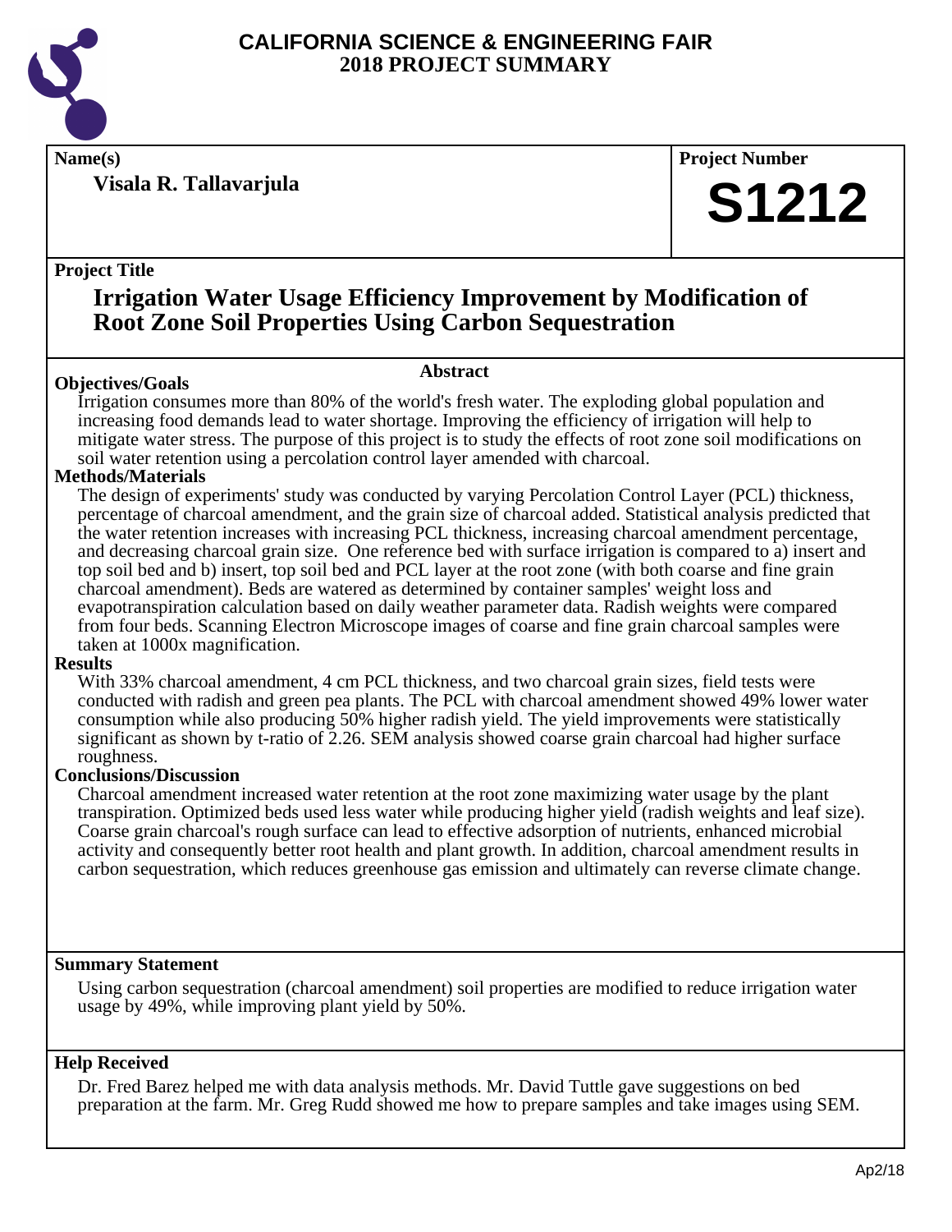# CALIFORNIA SCIENCE & ENGINEERING FAIR
## 2018 PROJECT SUMMARY

**Name(s)**

**Visala R. Tallavarjula**

**Project Number**

**S1212**

**Project Title**

## Irrigation Water Usage Efficiency Improvement by Modification of Root Zone Soil Properties Using Carbon Sequestration

**Abstract**

**Objectives/Goals**

Irrigation consumes more than 80% of the world's fresh water. The exploding global population and increasing food demands lead to water shortage. Improving the efficiency of irrigation will help to mitigate water stress. The purpose of this project is to study the effects of root zone soil modifications on soil water retention using a percolation control layer amended with charcoal.

**Methods/Materials**

The design of experiments' study was conducted by varying Percolation Control Layer (PCL) thickness, percentage of charcoal amendment, and the grain size of charcoal added. Statistical analysis predicted that the water retention increases with increasing PCL thickness, increasing charcoal amendment percentage, and decreasing charcoal grain size. One reference bed with surface irrigation is compared to a) insert and top soil bed and b) insert, top soil bed and PCL layer at the root zone (with both coarse and fine grain charcoal amendment). Beds are watered as determined by container samples' weight loss and evapotranspiration calculation based on daily weather parameter data. Radish weights were compared from four beds. Scanning Electron Microscope images of coarse and fine grain charcoal samples were taken at 1000x magnification.

**Results**

With 33% charcoal amendment, 4 cm PCL thickness, and two charcoal grain sizes, field tests were conducted with radish and green pea plants. The PCL with charcoal amendment showed 49% lower water consumption while also producing 50% higher radish yield. The yield improvements were statistically significant as shown by t-ratio of 2.26. SEM analysis showed coarse grain charcoal had higher surface roughness.

**Conclusions/Discussion**

Charcoal amendment increased water retention at the root zone maximizing water usage by the plant transpiration. Optimized beds used less water while producing higher yield (radish weights and leaf size). Coarse grain charcoal's rough surface can lead to effective adsorption of nutrients, enhanced microbial activity and consequently better root health and plant growth. In addition, charcoal amendment results in carbon sequestration, which reduces greenhouse gas emission and ultimately can reverse climate change.

**Summary Statement**

Using carbon sequestration (charcoal amendment) soil properties are modified to reduce irrigation water usage by 49%, while improving plant yield by 50%.

**Help Received**

Dr. Fred Barez helped me with data analysis methods. Mr. David Tuttle gave suggestions on bed preparation at the farm. Mr. Greg Rudd showed me how to prepare samples and take images using SEM.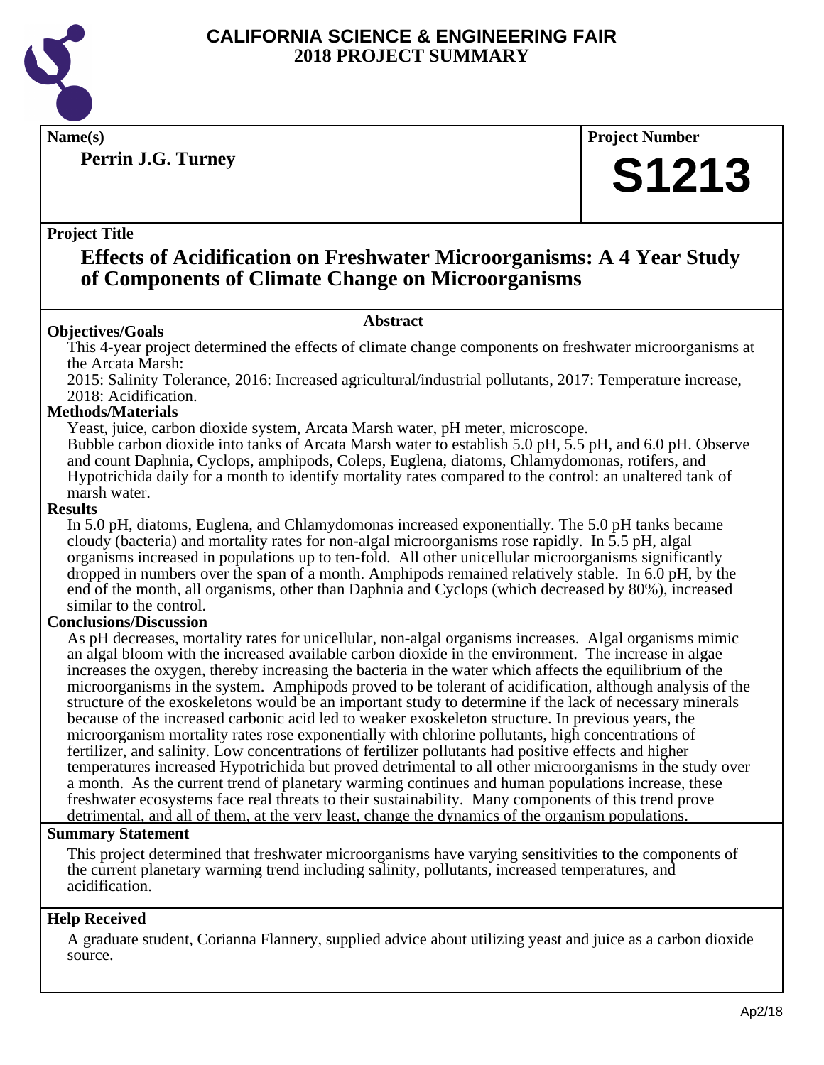# CALIFORNIA SCIENCE & ENGINEERING FAIR
## 2018 PROJECT SUMMARY

**Name(s)**

**Perrin J.G. Turney**

**Project Number**

**S1213**

**Project Title**

## Effects of Acidification on Freshwater Microorganisms: A 4 Year Study of Components of Climate Change on Microorganisms

### Abstract

**Objectives/Goals**

This 4-year project determined the effects of climate change components on freshwater microorganisms at the Arcata Marsh:
2015: Salinity Tolerance, 2016: Increased agricultural/industrial pollutants, 2017: Temperature increase, 2018: Acidification.

**Methods/Materials**

Yeast, juice, carbon dioxide system, Arcata Marsh water, pH meter, microscope.
Bubble carbon dioxide into tanks of Arcata Marsh water to establish 5.0 pH, 5.5 pH, and 6.0 pH. Observe and count Daphnia, Cyclops, amphipods, Coleps, Euglena, diatoms, Chlamydomonas, rotifers, and Hypotrichida daily for a month to identify mortality rates compared to the control: an unaltered tank of marsh water.

**Results**

In 5.0 pH, diatoms, Euglena, and Chlamydomonas increased exponentially. The 5.0 pH tanks became cloudy (bacteria) and mortality rates for non-algal microorganisms rose rapidly. In 5.5 pH, algal organisms increased in populations up to ten-fold. All other unicellular microorganisms significantly dropped in numbers over the span of a month. Amphipods remained relatively stable. In 6.0 pH, by the end of the month, all organisms, other than Daphnia and Cyclops (which decreased by 80%), increased similar to the control.

**Conclusions/Discussion**

As pH decreases, mortality rates for unicellular, non-algal organisms increases. Algal organisms mimic an algal bloom with the increased available carbon dioxide in the environment. The increase in algae increases the oxygen, thereby increasing the bacteria in the water which affects the equilibrium of the microorganisms in the system. Amphipods proved to be tolerant of acidification, although analysis of the structure of the exoskeletons would be an important study to determine if the lack of necessary minerals because of the increased carbonic acid led to weaker exoskeleton structure. In previous years, the microorganism mortality rates rose exponentially with chlorine pollutants, high concentrations of fertilizer, and salinity. Low concentrations of fertilizer pollutants had positive effects and higher temperatures increased Hypotrichida but proved detrimental to all other microorganisms in the study over a month. As the current trend of planetary warming continues and human populations increase, these freshwater ecosystems face real threats to their sustainability. Many components of this trend prove detrimental, and all of them, at the very least, change the dynamics of the organism populations.

**Summary Statement**

This project determined that freshwater microorganisms have varying sensitivities to the components of the current planetary warming trend including salinity, pollutants, increased temperatures, and acidification.

**Help Received**

A graduate student, Corianna Flannery, supplied advice about utilizing yeast and juice as a carbon dioxide source.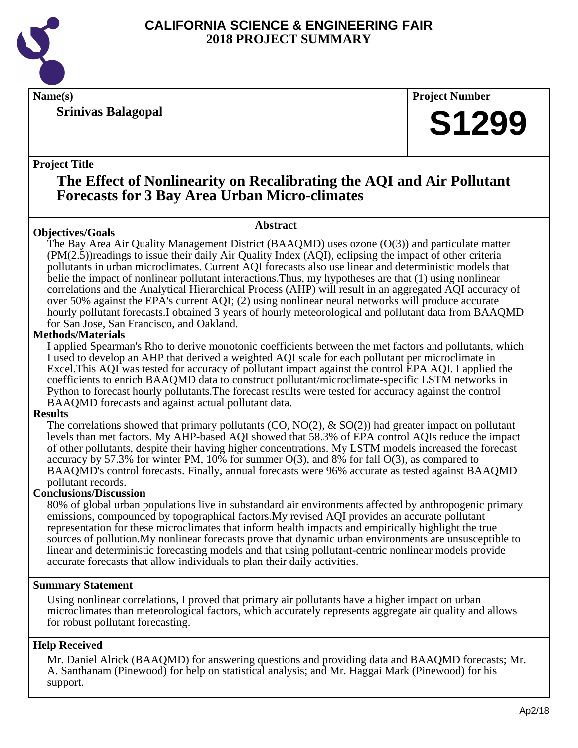# CALIFORNIA SCIENCE & ENGINEERING FAIR
## 2018 PROJECT SUMMARY

**Name(s)**

**Srinivas Balagopal**

**Project Number**

**S1299**

**Project Title**

## The Effect of Nonlinearity on Recalibrating the AQI and Air Pollutant Forecasts for 3 Bay Area Urban Micro-climates

**Abstract**

**Objectives/Goals**

The Bay Area Air Quality Management District (BAAQMD) uses ozone (O(3)) and particulate matter (PM(2.5))readings to issue their daily Air Quality Index (AQI), eclipsing the impact of other criteria pollutants in urban microclimates. Current AQI forecasts also use linear and deterministic models that belie the impact of nonlinear pollutant interactions.Thus, my hypotheses are that (1) using nonlinear correlations and the Analytical Hierarchical Process (AHP) will result in an aggregated AQI accuracy of over 50% against the EPA's current AQI; (2) using nonlinear neural networks will produce accurate hourly pollutant forecasts.I obtained 3 years of hourly meteorological and pollutant data from BAAQMD for San Jose, San Francisco, and Oakland.

**Methods/Materials**

I applied Spearman's Rho to derive monotonic coefficients between the met factors and pollutants, which I used to develop an AHP that derived a weighted AQI scale for each pollutant per microclimate in Excel.This AQI was tested for accuracy of pollutant impact against the control EPA AQI. I applied the coefficients to enrich BAAQMD data to construct pollutant/microclimate-specific LSTM networks in Python to forecast hourly pollutants.The forecast results were tested for accuracy against the control BAAQMD forecasts and against actual pollutant data.

**Results**

The correlations showed that primary pollutants (CO, NO(2), & SO(2)) had greater impact on pollutant levels than met factors. My AHP-based AQI showed that 58.3% of EPA control AQIs reduce the impact of other pollutants, despite their having higher concentrations. My LSTM models increased the forecast accuracy by 57.3% for winter PM, 10% for summer O(3), and 8% for fall O(3), as compared to BAAQMD's control forecasts. Finally, annual forecasts were 96% accurate as tested against BAAQMD pollutant records.

**Conclusions/Discussion**

80% of global urban populations live in substandard air environments affected by anthropogenic primary emissions, compounded by topographical factors.My revised AQI provides an accurate pollutant representation for these microclimates that inform health impacts and empirically highlight the true sources of pollution.My nonlinear forecasts prove that dynamic urban environments are unsusceptible to linear and deterministic forecasting models and that using pollutant-centric nonlinear models provide accurate forecasts that allow individuals to plan their daily activities.

**Summary Statement**

Using nonlinear correlations, I proved that primary air pollutants have a higher impact on urban microclimates than meteorological factors, which accurately represents aggregate air quality and allows for robust pollutant forecasting.

**Help Received**

Mr. Daniel Alrick (BAAQMD) for answering questions and providing data and BAAQMD forecasts; Mr. A. Santhanam (Pinewood) for help on statistical analysis; and Mr. Haggai Mark (Pinewood) for his support.